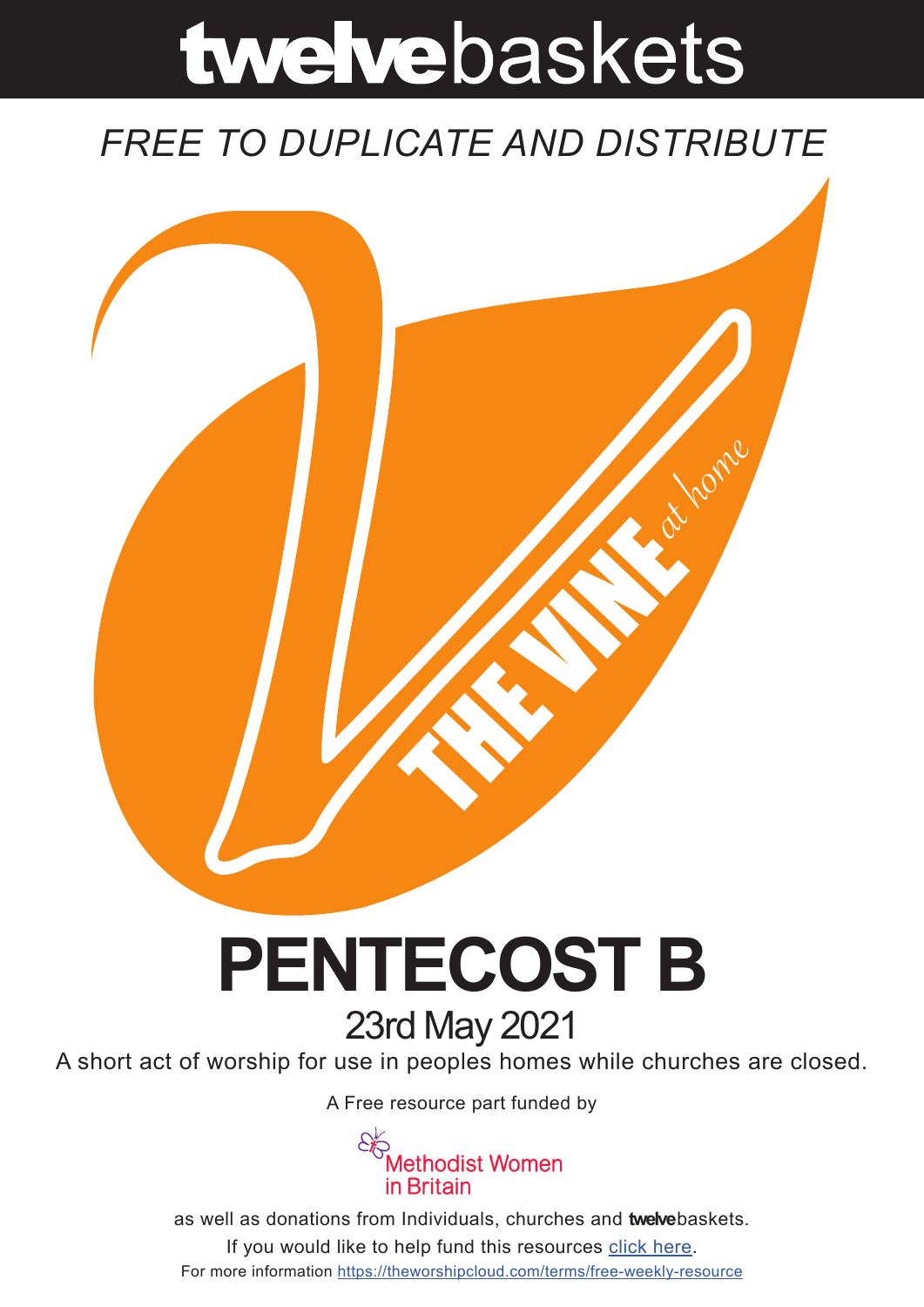# **twelve**baskets

*FREE TO DUPLICATE AND DISTRIBUTE*

THE VINE *at home*

# PENTECOST B

## 23rd May 2021

A short act of worship for use in peoples homes while churches are closed.

A Free resource part funded by

Methodist Women in Britain

as well as donations from Individuals, churches and **twelve**baskets.

If you would like to help fund this resources click here.

For more information https://theworshipcloud.com/terms/free-weekly-resource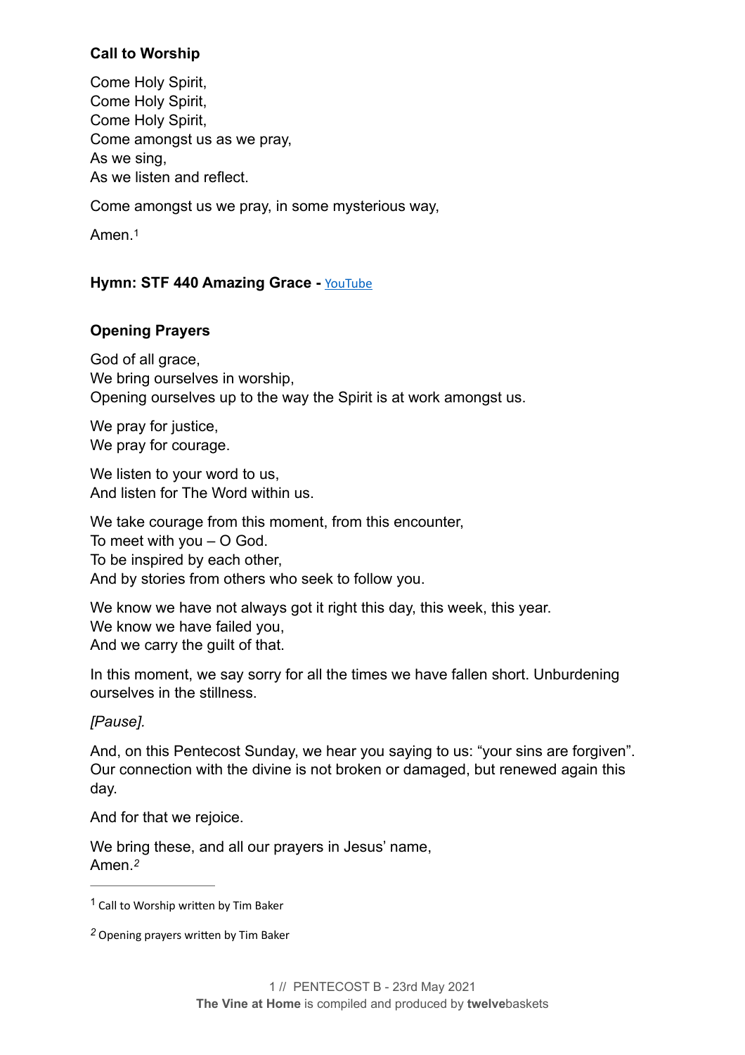**Call to Worship**

Come Holy Spirit,  
Come Holy Spirit,  
Come Holy Spirit,  
Come amongst us as we pray,  
As we sing,  
As we listen and reflect.

Come amongst us we pray, in some mysterious way,

Amen.[1]

**Hymn: STF 440 Amazing Grace -** YouTube

**Opening Prayers**

God of all grace,  
We bring ourselves in worship,  
Opening ourselves up to the way the Spirit is at work amongst us.

We pray for justice,  
We pray for courage.

We listen to your word to us,  
And listen for The Word within us.

We take courage from this moment, from this encounter,  
To meet with you – O God.  
To be inspired by each other,  
And by stories from others who seek to follow you.

We know we have not always got it right this day, this week, this year.  
We know we have failed you,  
And we carry the guilt of that.

In this moment, we say sorry for all the times we have fallen short. Unburdening ourselves in the stillness.

*[Pause].*

And, on this Pentecost Sunday, we hear you saying to us: "your sins are forgiven". Our connection with the divine is not broken or damaged, but renewed again this day.

And for that we rejoice.

We bring these, and all our prayers in Jesus' name,  
Amen.[2]

---

[1] Call to Worship written by Tim Baker

[2] Opening prayers written by Tim Baker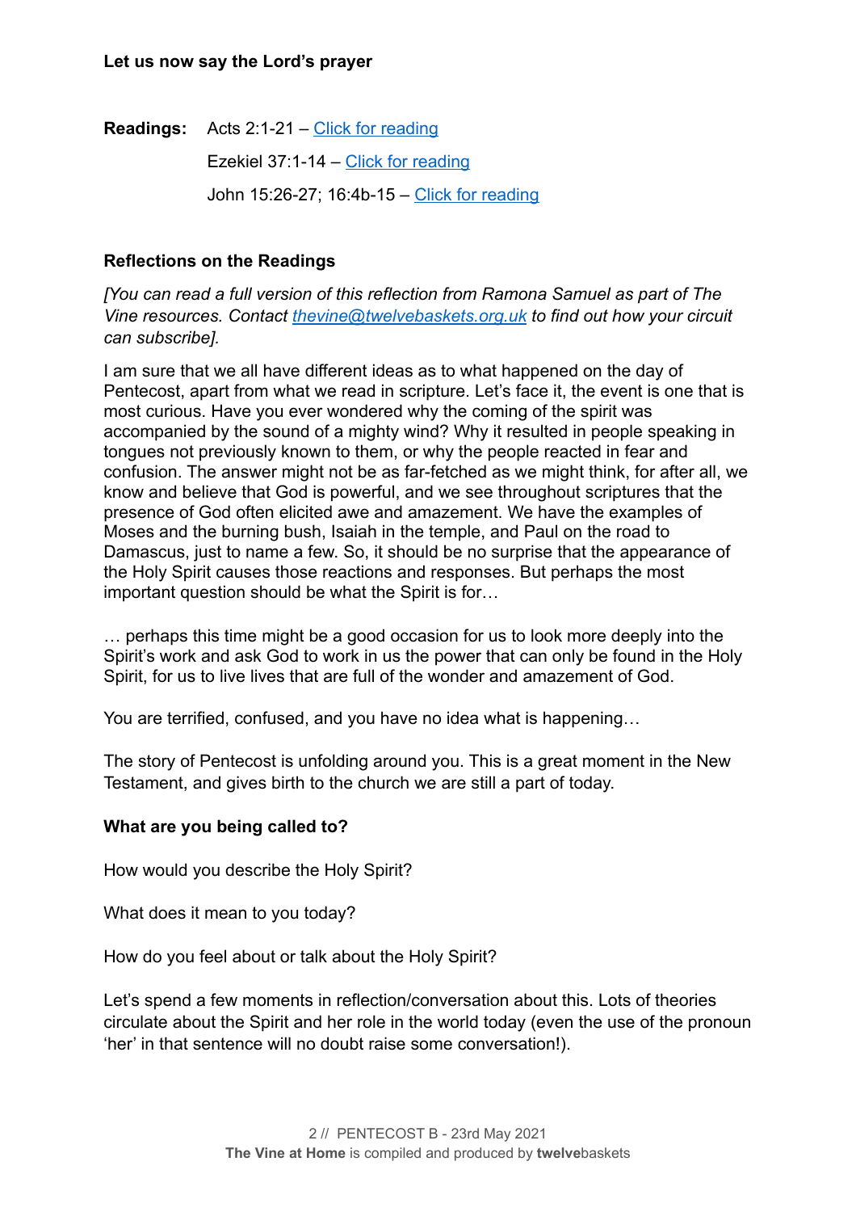**Let us now say the Lord's prayer**

**Readings:** Acts 2:1-21 – Click for reading

Ezekiel 37:1-14 – Click for reading

John 15:26-27; 16:4b-15 – Click for reading

**Reflections on the Readings**

*[You can read a full version of this reflection from Ramona Samuel as part of The Vine resources. Contact thevine@twelvebaskets.org.uk to find out how your circuit can subscribe].*

I am sure that we all have different ideas as to what happened on the day of Pentecost, apart from what we read in scripture. Let's face it, the event is one that is most curious. Have you ever wondered why the coming of the spirit was accompanied by the sound of a mighty wind? Why it resulted in people speaking in tongues not previously known to them, or why the people reacted in fear and confusion. The answer might not be as far-fetched as we might think, for after all, we know and believe that God is powerful, and we see throughout scriptures that the presence of God often elicited awe and amazement. We have the examples of Moses and the burning bush, Isaiah in the temple, and Paul on the road to Damascus, just to name a few. So, it should be no surprise that the appearance of the Holy Spirit causes those reactions and responses. But perhaps the most important question should be what the Spirit is for…

… perhaps this time might be a good occasion for us to look more deeply into the Spirit's work and ask God to work in us the power that can only be found in the Holy Spirit, for us to live lives that are full of the wonder and amazement of God.

You are terrified, confused, and you have no idea what is happening…

The story of Pentecost is unfolding around you. This is a great moment in the New Testament, and gives birth to the church we are still a part of today.

**What are you being called to?**

How would you describe the Holy Spirit?

What does it mean to you today?

How do you feel about or talk about the Holy Spirit?

Let's spend a few moments in reflection/conversation about this. Lots of theories circulate about the Spirit and her role in the world today (even the use of the pronoun 'her' in that sentence will no doubt raise some conversation!).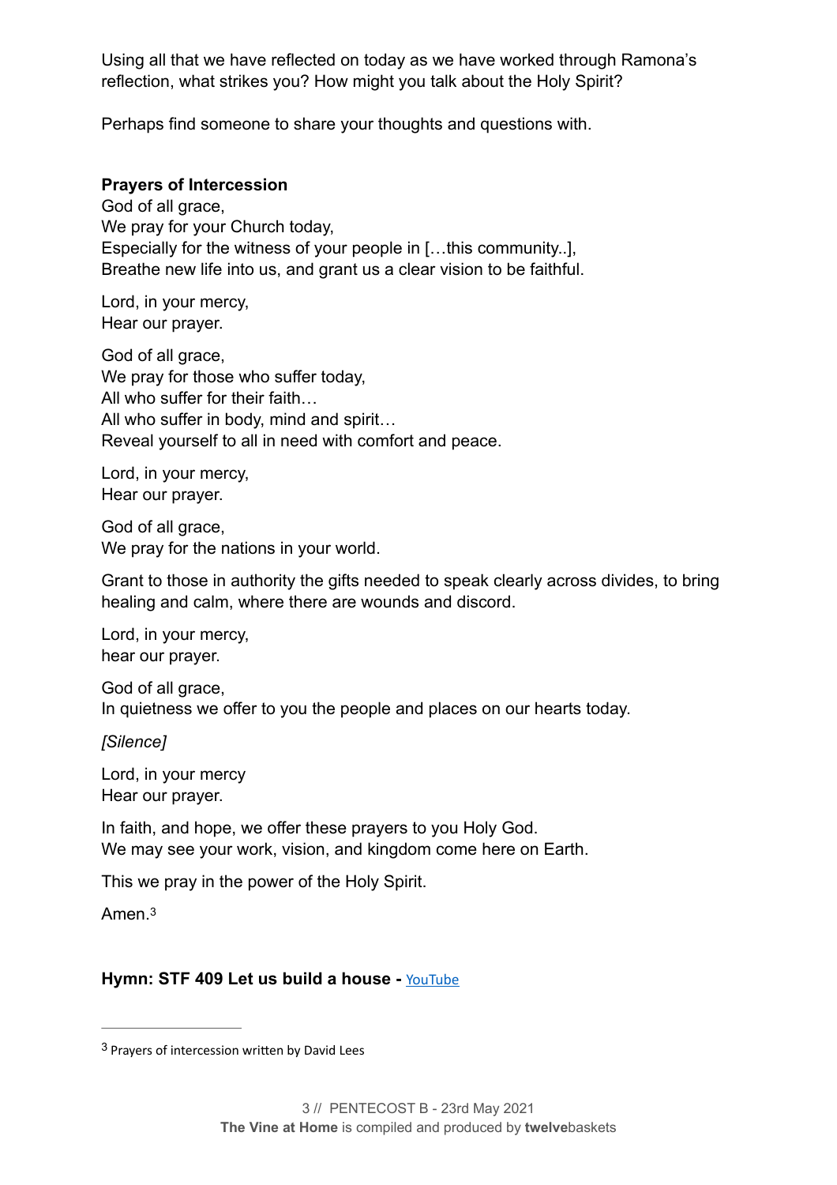Using all that we have reflected on today as we have worked through Ramona's reflection, what strikes you? How might you talk about the Holy Spirit?

Perhaps find someone to share your thoughts and questions with.

**Prayers of Intercession**

God of all grace,
We pray for your Church today,
Especially for the witness of your people in […this community..],
Breathe new life into us, and grant us a clear vision to be faithful.

Lord, in your mercy,
Hear our prayer.

God of all grace,
We pray for those who suffer today,
All who suffer for their faith…
All who suffer in body, mind and spirit…
Reveal yourself to all in need with comfort and peace.

Lord, in your mercy,
Hear our prayer.

God of all grace,
We pray for the nations in your world.

Grant to those in authority the gifts needed to speak clearly across divides, to bring healing and calm, where there are wounds and discord.

Lord, in your mercy,
hear our prayer.

God of all grace,
In quietness we offer to you the people and places on our hearts today.

*[Silence]*

Lord, in your mercy
Hear our prayer.

In faith, and hope, we offer these prayers to you Holy God.
We may see your work, vision, and kingdom come here on Earth.

This we pray in the power of the Holy Spirit.

Amen.[3]

**Hymn: STF 409 Let us build a house -** [YouTube]

---

[3] Prayers of intercession written by David Lees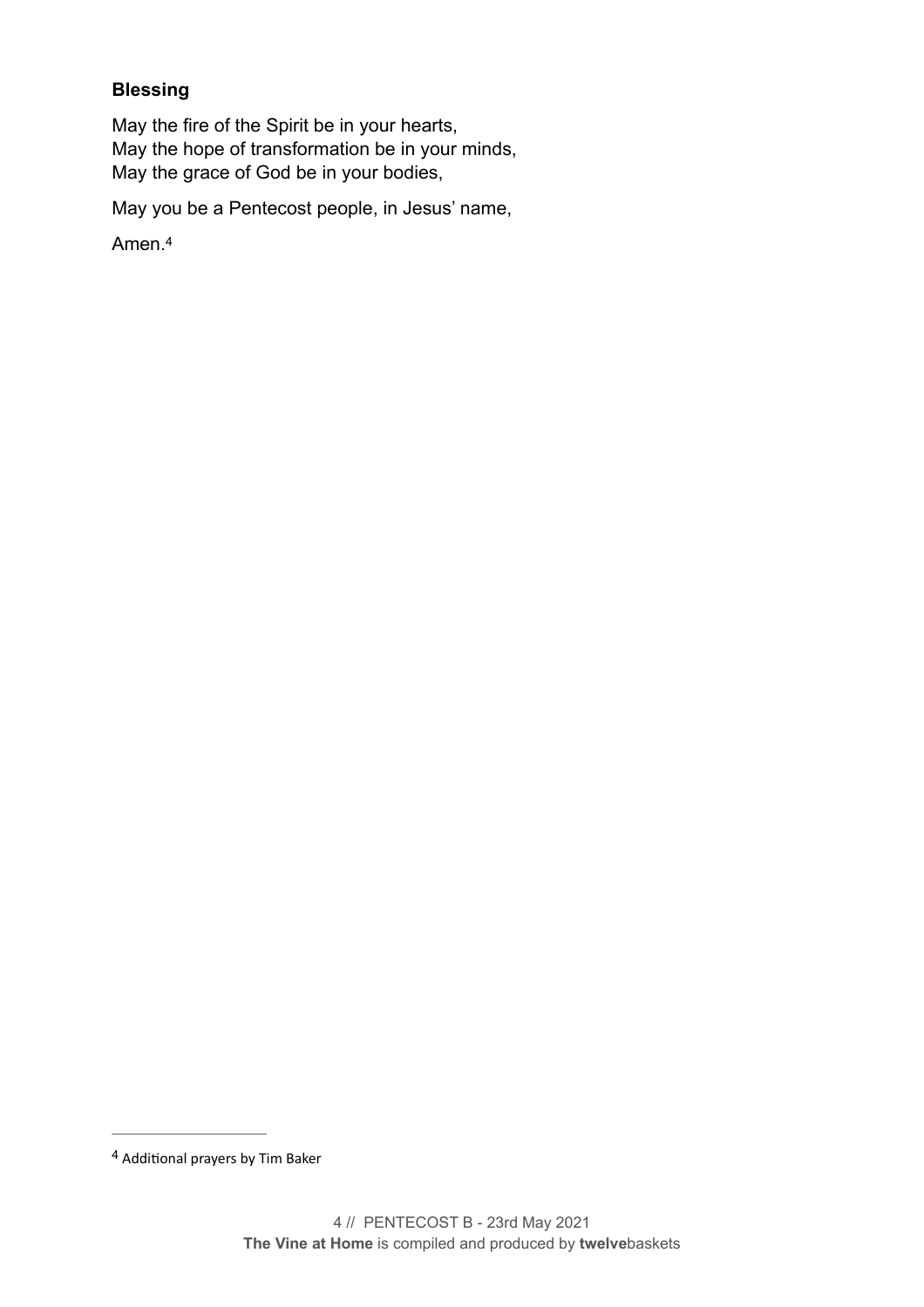**Blessing**

May the fire of the Spirit be in your hearts,
May the hope of transformation be in your minds,
May the grace of God be in your bodies,

May you be a Pentecost people, in Jesus' name,

Amen.[4]

---

[4] Additional prayers by Tim Baker